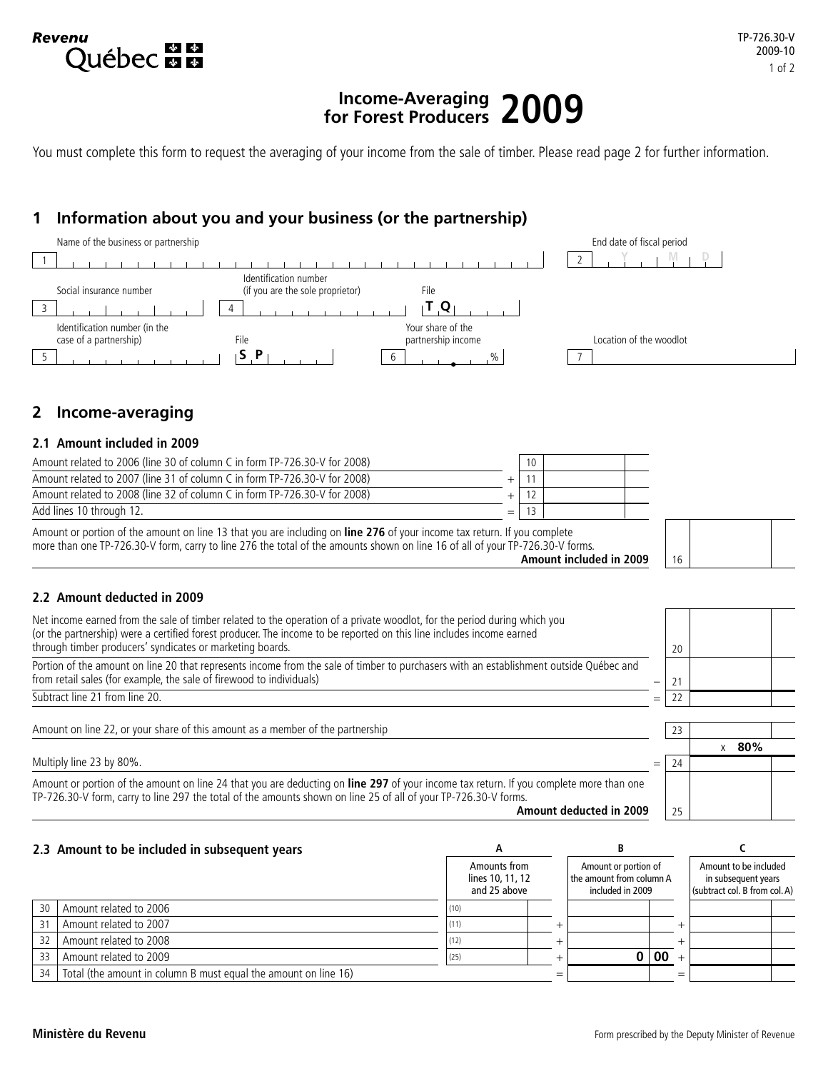Revenu Québec

TP-726.30-V 2009-10

# Income-Averaging for Forest Producers 2009

You must complete this form to request the averaging of your income from the sale of timber. Please read page 2 for further information.

## 1 Information about you and your business (or the partnership)

| | | |
|---|---|---|
| 1 Name of the business or partnership | | 2 End date of fiscal period Y M D |
| 3 Social insurance number | 4 Identification number (if you are the sole proprietor) File T Q | |
| 5 Identification number (in the case of a partnership) File S P | 6 Your share of the partnership income . % | 7 Location of the woodlot |

## 2 Income-averaging

### 2.1 Amount included in 2009

| | | Line | Amount |
|---|---|---|---|
| Amount related to 2006 (line 30 of column C in form TP-726.30-V for 2008) | | 10 | |
| Amount related to 2007 (line 31 of column C in form TP-726.30-V for 2008) | + | 11 | |
| Amount related to 2008 (line 32 of column C in form TP-726.30-V for 2008) | + | 12 | |
| Add lines 10 through 12. | = | 13 | |

Amount or portion of the amount on line 13 that you are including on **line 276** of your income tax return. If you complete more than one TP-726.30-V form, carry to line 276 the total of the amounts shown on line 16 of all of your TP-726.30-V forms. **Amount included in 2009** 16

### 2.2 Amount deducted in 2009

| | | Line | Amount |
|---|---|---|---|
| Net income earned from the sale of timber related to the operation of a private woodlot, for the period during which you (or the partnership) were a certified forest producer. The income to be reported on this line includes income earned through timber producers' syndicates or marketing boards. | | 20 | |
| Portion of the amount on line 20 that represents income from the sale of timber to purchasers with an establishment outside Québec and from retail sales (for example, the sale of firewood to individuals) | − | 21 | |
| Subtract line 21 from line 20. | = | 22 | |
| Amount on line 22, or your share of this amount as a member of the partnership | | 23 | x **80%** |
| Multiply line 23 by 80%. | = | 24 | |

Amount or portion of the amount on line 24 that you are deducting on **line 297** of your income tax return. If you complete more than one TP-726.30-V form, carry to line 297 the total of the amounts shown on line 25 of all of your TP-726.30-V forms. **Amount deducted in 2009** 25

### 2.3 Amount to be included in subsequent years

| | | A | | B | | C |
|---|---|---|---|---|---|---|
| | | Amounts from lines 10, 11, 12 and 25 above | | Amount or portion of the amount from column A included in 2009 | | Amount to be included in subsequent years (subtract col. B from col. A) |
| 30 | Amount related to 2006 | (10) | | | | |
| 31 | Amount related to 2007 | (11) | + | | + | |
| 32 | Amount related to 2008 | (12) | + | | + | |
| 33 | Amount related to 2009 | (25) | + | 0 00 | + | |
| 34 | Total (the amount in column B must equal the amount on line 16) | | = | | = | |

Ministère du Revenu

Form prescribed by the Deputy Minister of Revenue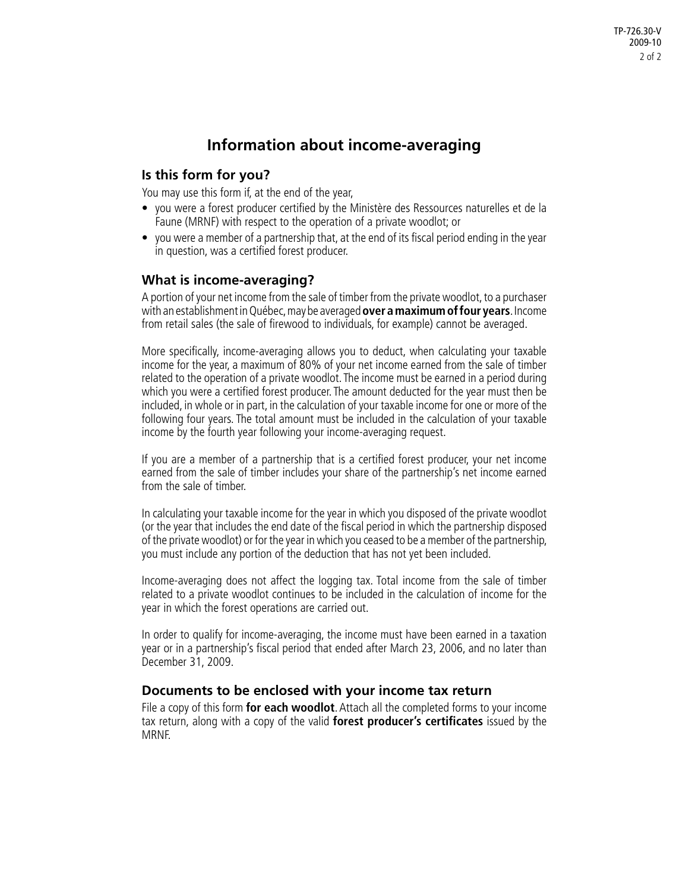# Information about income-averaging

## Is this form for you?

You may use this form if, at the end of the year,

- you were a forest producer certified by the Ministère des Ressources naturelles et de la Faune (MRNF) with respect to the operation of a private woodlot; or
- you were a member of a partnership that, at the end of its fiscal period ending in the year in question, was a certified forest producer.

## What is income-averaging?

A portion of your net income from the sale of timber from the private woodlot, to a purchaser with an establishment in Québec, may be averaged **over a maximum of four years**. Income from retail sales (the sale of firewood to individuals, for example) cannot be averaged.

More specifically, income-averaging allows you to deduct, when calculating your taxable income for the year, a maximum of 80% of your net income earned from the sale of timber related to the operation of a private woodlot. The income must be earned in a period during which you were a certified forest producer. The amount deducted for the year must then be included, in whole or in part, in the calculation of your taxable income for one or more of the following four years. The total amount must be included in the calculation of your taxable income by the fourth year following your income-averaging request.

If you are a member of a partnership that is a certified forest producer, your net income earned from the sale of timber includes your share of the partnership's net income earned from the sale of timber.

In calculating your taxable income for the year in which you disposed of the private woodlot (or the year that includes the end date of the fiscal period in which the partnership disposed of the private woodlot) or for the year in which you ceased to be a member of the partnership, you must include any portion of the deduction that has not yet been included.

Income-averaging does not affect the logging tax. Total income from the sale of timber related to a private woodlot continues to be included in the calculation of income for the year in which the forest operations are carried out.

In order to qualify for income-averaging, the income must have been earned in a taxation year or in a partnership's fiscal period that ended after March 23, 2006, and no later than December 31, 2009.

## Documents to be enclosed with your income tax return

File a copy of this form **for each woodlot**. Attach all the completed forms to your income tax return, along with a copy of the valid **forest producer's certificates** issued by the MRNF.